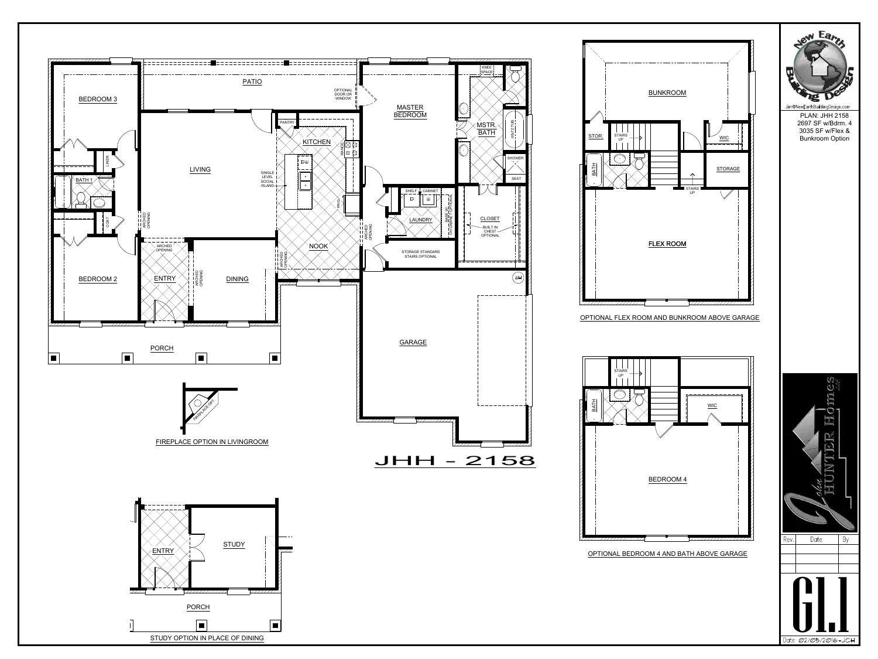# JHH - 2158

**New Earth Building Design**
Jim@NewEarthBuildingDesign.com

PLAN: JHH 2158
2697 SF w/Bdrm. 4
3035 SF w/Flex & Bunkroom Option

**John Hunter Homes LLC**

## Main Floor

PATIO
OPTIONAL DOOR OR WINDOW
BEDROOM 3
LINEN
BATH 1
COAT
BEDROOM 2
LIVING
ARCHED OPENING
ENTRY
DINING
PORCH
PANTRY
KITCHEN
DW
RANGE
SINGLE LEVEL SOCIAL ISLAND
FRIG.
NOOK
MASTER BEDROOM
KNEE SPACE
MSTR. BATH
40x72 TUB
SHOWER
SEAT
SHELF
CABINET
LAUNDRY
BASE W/ CTR CABINET OPTIONAL
CLOSET
BUILT IN CHEST OPTIONAL
STORAGE STANDARD STAIRS OPTIONAL
WH
GARAGE

FIREPLACE OPT.

FIREPLACE OPTION IN LIVINGROOM

ENTRY
STUDY
PORCH

STUDY OPTION IN PLACE OF DINING

## Optional Flex Room and Bunkroom Above Garage

BUNKROOM
STOR.
STAIRS UP
WIC
BATH
STORAGE
STAIRS UP
FLEX ROOM

OPTIONAL FLEX ROOM AND BUNKROOM ABOVE GARAGE

## Optional Bedroom 4 and Bath Above Garage

STAIRS UP
BATH
WIC
BEDROOM 4

OPTIONAL BEDROOM 4 AND BATH ABOVE GARAGE

| Rev. | Date | By |
|---|---|---|
| | | |
| | | |
| | | |

G1.1

Date 02/05/2016-JCH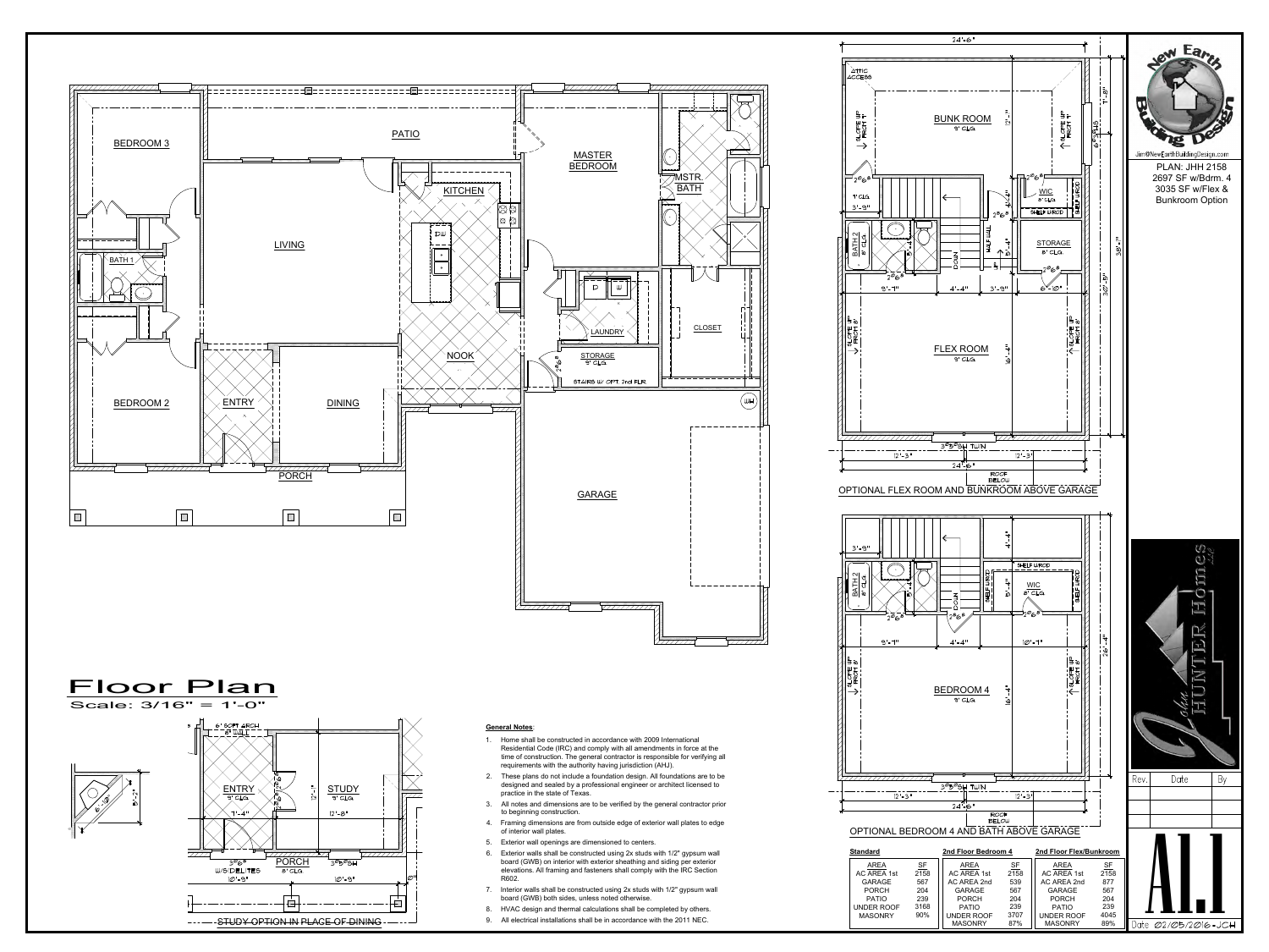# Floor Plan

Scale: 3/16" = 1'-0"

BEDROOM 3

PATIO

MASTER BEDROOM

MSTR. BATH

KITCHEN

LIVING

BATH 1

LAUNDRY

CLOSET

NOOK

STORAGE 9' CLG

STAIRS W/ OPT. 2nd FLR.

BEDROOM 2

ENTRY

DINING

PORCH

GARAGE

STUDY OPTION IN PLACE OF DINING

ENTRY 9' CLG

STUDY 9' CLG

PORCH 8' CLG

OPTIONAL FLEX ROOM AND BUNKROOM ABOVE GARAGE

BUNK ROOM 9' CLG

ATTIC ACCESS

WIC 8' CLG

STORAGE 8' CLG

BATH 2 8' CLG

FLEX ROOM 9' CLG

OPTIONAL BEDROOM 4 AND BATH ABOVE GARAGE

BEDROOM 4 9' CLG

WIC 8' CLG

BATH 2 8' CLG

### General Notes:

1. Home shall be constructed in accordance with 2009 International Residential Code (IRC) and comply with all amendments in force at the time of construction. The general contractor is responsible for verifying all requirements with the authority having jurisdiction (AHJ).
2. These plans do not include a foundation design. All foundations are to be designed and sealed by a professional engineer or architect licensed to practice in the state of Texas.
3. All notes and dimensions are to be verified by the general contractor prior to beginning construction.
4. Framing dimensions are from outside edge of exterior wall plates to edge of interior wall plates.
5. Exterior wall openings are dimensioned to centers.
6. Exterior walls shall be constructed using 2x studs with 1/2" gypsum wall board (GWB) on interior with exterior sheathing and siding per exterior elevations. All framing and fasteners shall comply with the IRC Section R602.
7. Interior walls shall be constructed using 2x studs with 1/2" gypsum wall board (GWB) both sides, unless noted otherwise.
8. HVAC design and thermal calculations shall be completed by others.
9. All electrical installations shall be in accordance with the 2011 NEC.

**Standard**

| AREA | SF |
|---|---|
| AC AREA 1st | 2158 |
| GARAGE | 567 |
| PORCH | 204 |
| PATIO | 239 |
| UNDER ROOF | 3168 |
| MASONRY | 90% |

**2nd Floor Bedroom 4**

| AREA | SF |
|---|---|
| AC AREA 1st | 2158 |
| AC AREA 2nd | 539 |
| GARAGE | 567 |
| PORCH | 204 |
| PATIO | 239 |
| UNDER ROOF | 3707 |
| MASONRY | 87% |

**2nd Floor Flex/Bunkroom**

| AREA | SF |
|---|---|
| AC AREA 1st | 2158 |
| AC AREA 2nd | 877 |
| GARAGE | 567 |
| PORCH | 204 |
| PATIO | 239 |
| UNDER ROOF | 4045 |
| MASONRY | 89% |

New Earth Building Design

Jim@NewEarthBuildingDesign.com

PLAN: JHH 2158
2697 SF w/Bdrm. 4
3035 SF w/Flex & Bunkroom Option

John Hunter Homes LLC

| Rev. | Date | By |
|---|---|---|
| | | |

A1.1

Date 02/05/2016 - JCH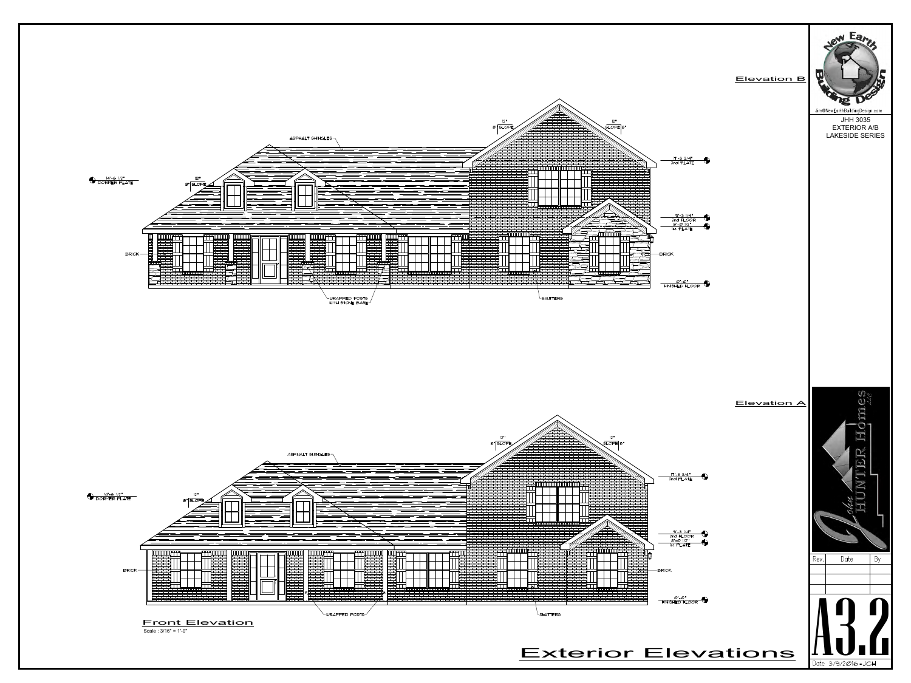# Exterior Elevations

## Elevation B

ASPHALT SHINGLES

12" / 8" SLOPE

12" / SLOPE 8"

14'-6 1/2" DORMER PLATE

12" / 8" SLOPE

17'-3 3/4" 2nd PLATE

9'-3 1/4" 2nd FLOOR

8'-0 1/2" 1st PLATE

BRICK

BRICK

0'-0" FINISHED FLOOR

WRAPPED POSTS WITH STONE BASE

SHUTTERS

## Elevation A

ASPHALT SHINGLES

12" / 8" SLOPE

12" / SLOPE 8"

14'-6 1/2" DORMER PLATE

12" / 8" SLOPE

17'-3 3/4" 2nd PLATE

9'-3 1/4" 2nd FLOOR

8'-0 1/2" 1st PLATE

BRICK

BRICK

0'-0" FINISHED FLOOR

WRAPPED POSTS

SHUTTERS

**Front Elevation**

Scale : 3/16" = 1'-0"

---

New Earth Building Design

Jim@NewEarthBuildingDesign.com

JHH 3035
EXTERIOR A/B
LAKESIDE SERIES

John Hunter Homes LLC

| Rev. | Date | By |
|---|---|---|
| | | |
| | | |
| | | |

# A3.2

Date 3/9/2016-JCH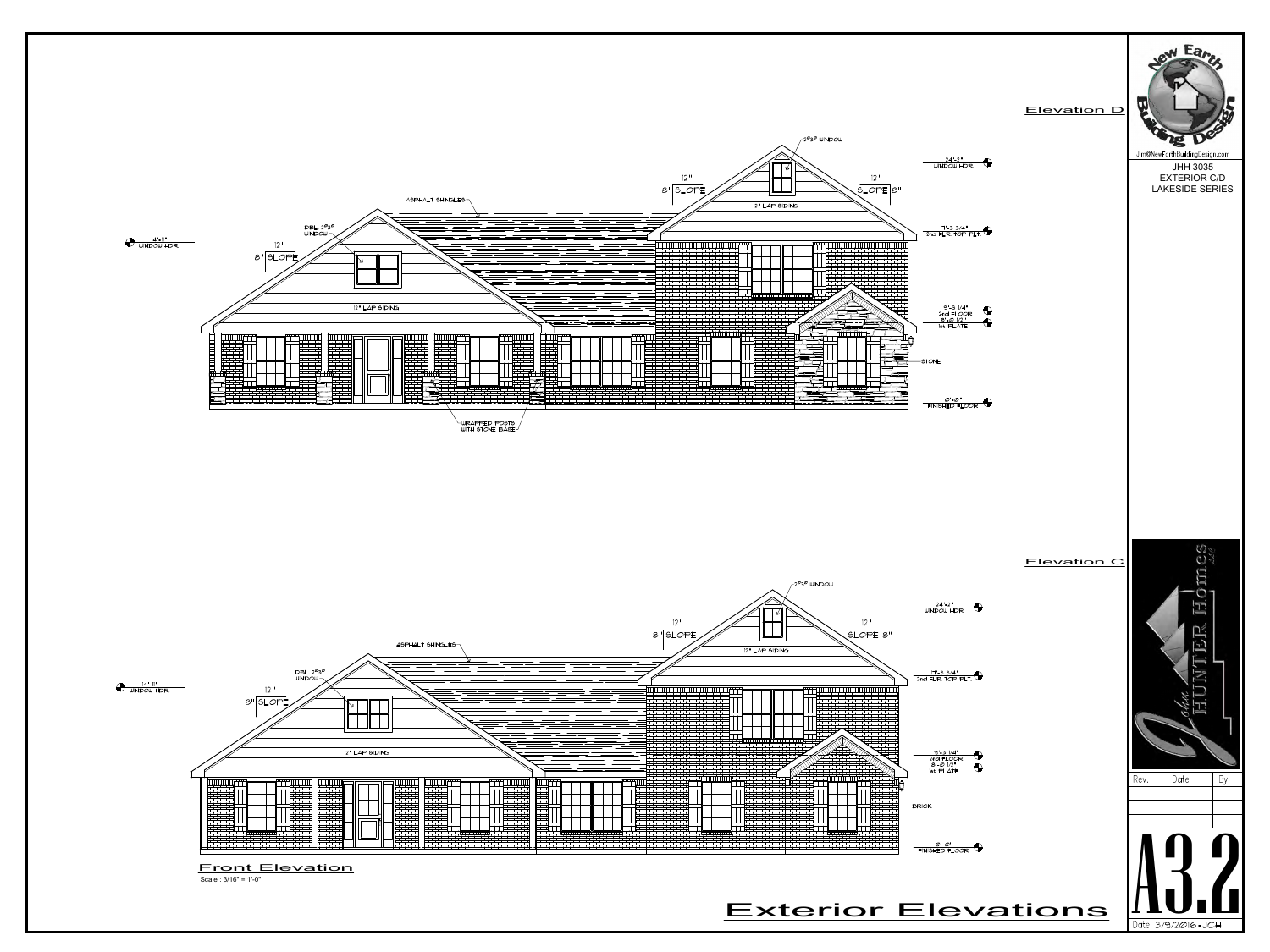## Elevation D

2'3" WINDOW

24'-2" WINDOW HDR.

12" 8" SLOPE

12" SLOPE 8"

ASPHALT SHINGLES

12" LAP SIDING

DBL 2'3" WINDOW

14'-11" WINDOW HDR.

12" 8" SLOPE

17'-3 3/4" 2nd FLR. TOP PLT.

12" LAP SIDING

9'-3 1/4" 2nd FLOOR

8'-0 1/2" 1st PLATE

STONE

0'-0" FINISHED FLOOR

WRAPPED POSTS WITH STONE BASE

## Elevation C

2'3" WINDOW

24'-2" WINDOW HDR.

12" 8" SLOPE

12" SLOPE 8"

ASPHALT SHINGLES

12" LAP SIDING

DBL 2'3" WINDOW

14'-11" WINDOW HDR.

12" 8" SLOPE

17'-3 3/4" 2nd FLR. TOP PLT.

12" LAP SIDING

9'-3 1/4" 2nd FLOOR

8'-0 1/2" 1st PLATE

BRICK

0'-0" FINISHED FLOOR

**Front Elevation**

Scale : 3/16" = 1'-0"

# Exterior Elevations

New Earth Building Design

Jim@NewEarthBuildingDesign.com

JHH 3035

EXTERIOR C/D

LAKESIDE SERIES

John HUNTER Homes LLC

| Rev. | Date | By |
|---|---|---|
| | | |
| | | |
| | | |

A3.2

Date 3/9/2016 - JCH